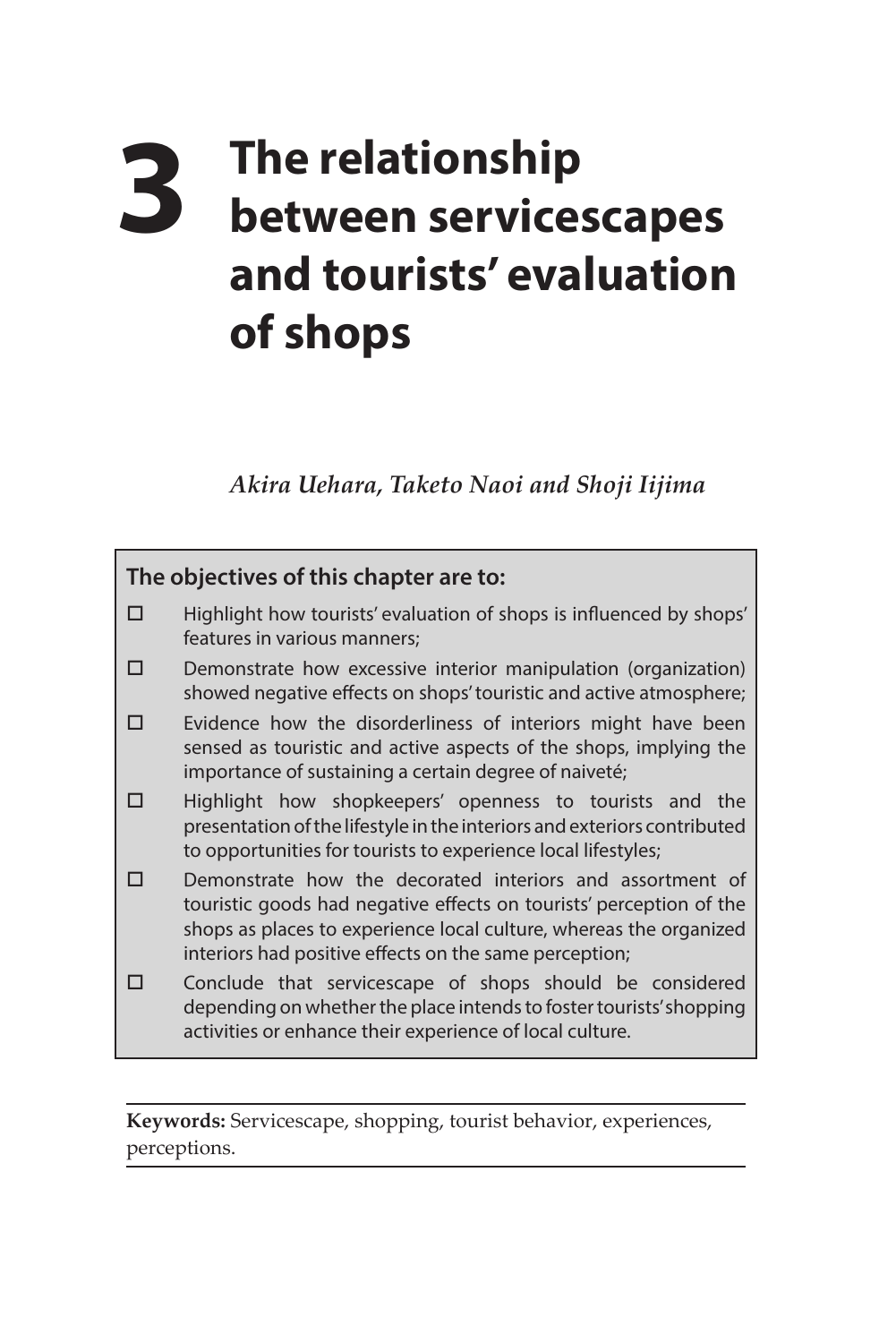# 3 The relationship between servicescapes and tourists' evaluation of shops

*Akira Uehara, Taketo Naoi and Shoji Iijima*

**The objectives of this chapter are to:**

- ☐ Highlight how tourists' evaluation of shops is influenced by shops' features in various manners;
- ☐ Demonstrate how excessive interior manipulation (organization) showed negative effects on shops' touristic and active atmosphere;
- ☐ Evidence how the disorderliness of interiors might have been sensed as touristic and active aspects of the shops, implying the importance of sustaining a certain degree of naiveté;
- ☐ Highlight how shopkeepers' openness to tourists and the presentation of the lifestyle in the interiors and exteriors contributed to opportunities for tourists to experience local lifestyles;
- ☐ Demonstrate how the decorated interiors and assortment of touristic goods had negative effects on tourists' perception of the shops as places to experience local culture, whereas the organized interiors had positive effects on the same perception;
- ☐ Conclude that servicescape of shops should be considered depending on whether the place intends to foster tourists' shopping activities or enhance their experience of local culture.

**Keywords:** Servicescape, shopping, tourist behavior, experiences, perceptions.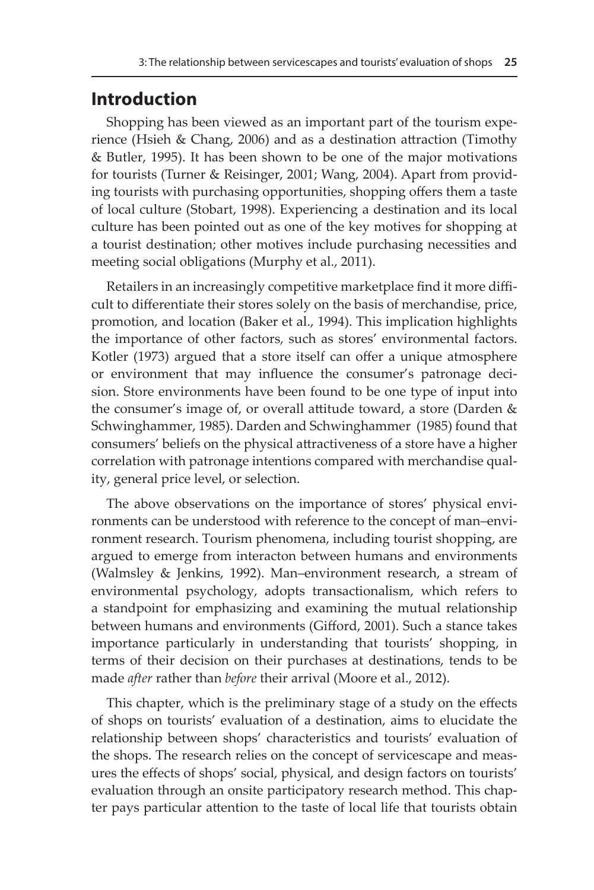## Introduction

Shopping has been viewed as an important part of the tourism experience (Hsieh & Chang, 2006) and as a destination attraction (Timothy & Butler, 1995). It has been shown to be one of the major motivations for tourists (Turner & Reisinger, 2001; Wang, 2004). Apart from providing tourists with purchasing opportunities, shopping offers them a taste of local culture (Stobart, 1998). Experiencing a destination and its local culture has been pointed out as one of the key motives for shopping at a tourist destination; other motives include purchasing necessities and meeting social obligations (Murphy et al., 2011).

Retailers in an increasingly competitive marketplace find it more difficult to differentiate their stores solely on the basis of merchandise, price, promotion, and location (Baker et al., 1994). This implication highlights the importance of other factors, such as stores' environmental factors. Kotler (1973) argued that a store itself can offer a unique atmosphere or environment that may influence the consumer's patronage decision. Store environments have been found to be one type of input into the consumer's image of, or overall attitude toward, a store (Darden & Schwinghammer, 1985). Darden and Schwinghammer (1985) found that consumers' beliefs on the physical attractiveness of a store have a higher correlation with patronage intentions compared with merchandise quality, general price level, or selection.

The above observations on the importance of stores' physical environments can be understood with reference to the concept of man–environment research. Tourism phenomena, including tourist shopping, are argued to emerge from interacton between humans and environments (Walmsley & Jenkins, 1992). Man–environment research, a stream of environmental psychology, adopts transactionalism, which refers to a standpoint for emphasizing and examining the mutual relationship between humans and environments (Gifford, 2001). Such a stance takes importance particularly in understanding that tourists' shopping, in terms of their decision on their purchases at destinations, tends to be made *after* rather than *before* their arrival (Moore et al., 2012).

This chapter, which is the preliminary stage of a study on the effects of shops on tourists' evaluation of a destination, aims to elucidate the relationship between shops' characteristics and tourists' evaluation of the shops. The research relies on the concept of servicescape and measures the effects of shops' social, physical, and design factors on tourists' evaluation through an onsite participatory research method. This chapter pays particular attention to the taste of local life that tourists obtain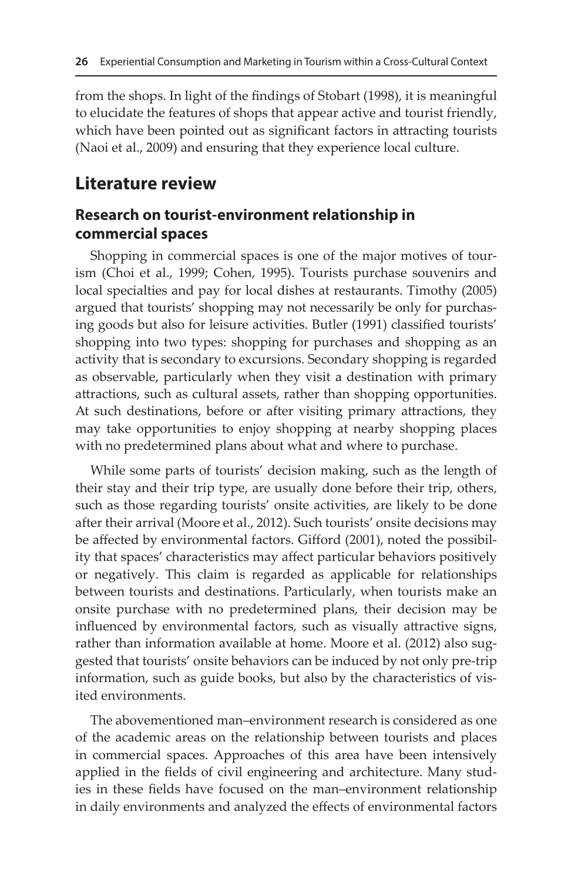from the shops. In light of the findings of Stobart (1998), it is meaningful to elucidate the features of shops that appear active and tourist friendly, which have been pointed out as significant factors in attracting tourists (Naoi et al., 2009) and ensuring that they experience local culture.

## Literature review

### Research on tourist-environment relationship in commercial spaces

Shopping in commercial spaces is one of the major motives of tourism (Choi et al., 1999; Cohen, 1995). Tourists purchase souvenirs and local specialties and pay for local dishes at restaurants. Timothy (2005) argued that tourists' shopping may not necessarily be only for purchasing goods but also for leisure activities. Butler (1991) classified tourists' shopping into two types: shopping for purchases and shopping as an activity that is secondary to excursions. Secondary shopping is regarded as observable, particularly when they visit a destination with primary attractions, such as cultural assets, rather than shopping opportunities. At such destinations, before or after visiting primary attractions, they may take opportunities to enjoy shopping at nearby shopping places with no predetermined plans about what and where to purchase.

While some parts of tourists' decision making, such as the length of their stay and their trip type, are usually done before their trip, others, such as those regarding tourists' onsite activities, are likely to be done after their arrival (Moore et al., 2012). Such tourists' onsite decisions may be affected by environmental factors. Gifford (2001), noted the possibility that spaces' characteristics may affect particular behaviors positively or negatively. This claim is regarded as applicable for relationships between tourists and destinations. Particularly, when tourists make an onsite purchase with no predetermined plans, their decision may be influenced by environmental factors, such as visually attractive signs, rather than information available at home. Moore et al. (2012) also suggested that tourists' onsite behaviors can be induced by not only pre-trip information, such as guide books, but also by the characteristics of visited environments.

The abovementioned man–environment research is considered as one of the academic areas on the relationship between tourists and places in commercial spaces. Approaches of this area have been intensively applied in the fields of civil engineering and architecture. Many studies in these fields have focused on the man–environment relationship in daily environments and analyzed the effects of environmental factors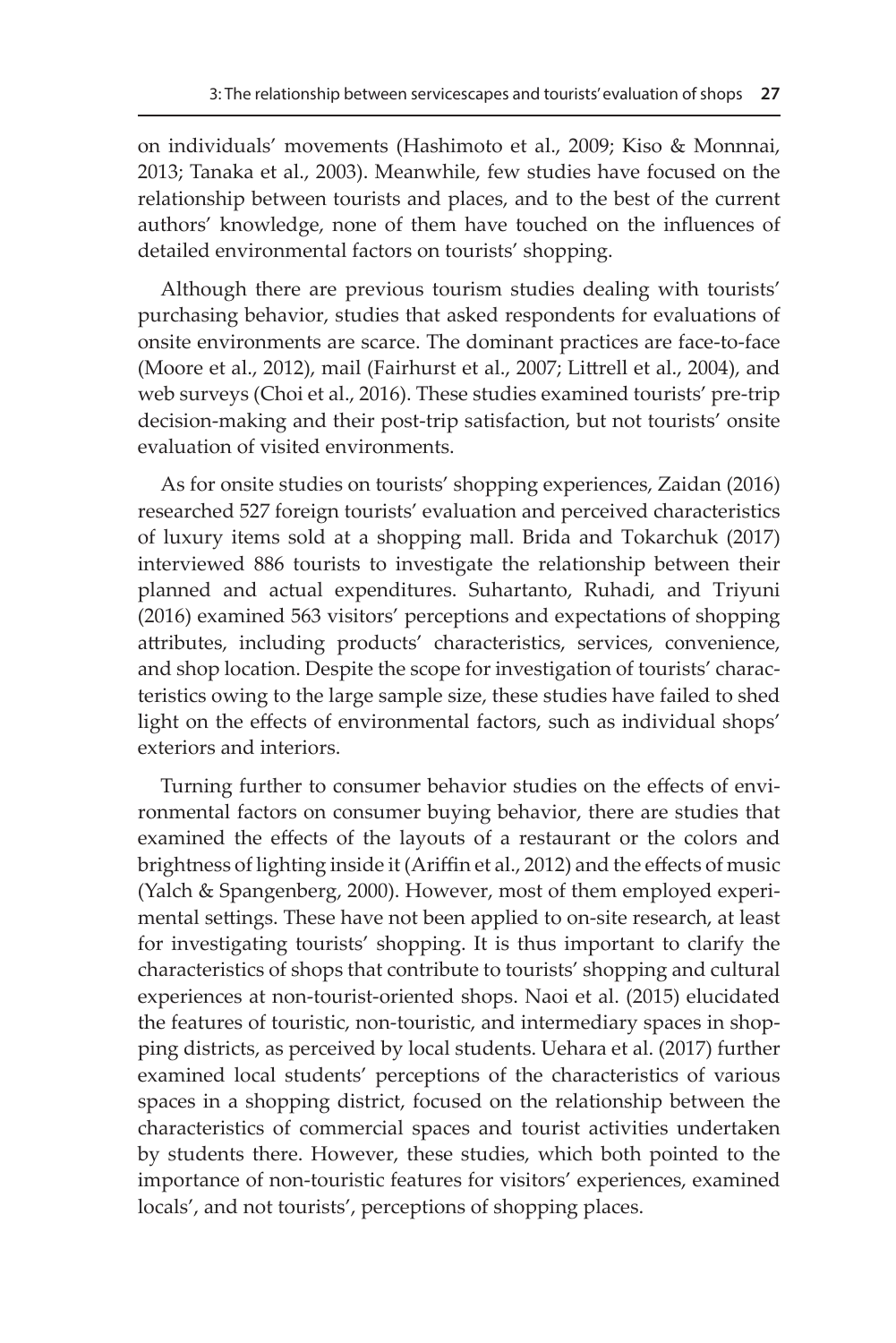on individuals' movements (Hashimoto et al., 2009; Kiso & Monnnai, 2013; Tanaka et al., 2003). Meanwhile, few studies have focused on the relationship between tourists and places, and to the best of the current authors' knowledge, none of them have touched on the influences of detailed environmental factors on tourists' shopping.

Although there are previous tourism studies dealing with tourists' purchasing behavior, studies that asked respondents for evaluations of onsite environments are scarce. The dominant practices are face-to-face (Moore et al., 2012), mail (Fairhurst et al., 2007; Littrell et al., 2004), and web surveys (Choi et al., 2016). These studies examined tourists' pre-trip decision-making and their post-trip satisfaction, but not tourists' onsite evaluation of visited environments.

As for onsite studies on tourists' shopping experiences, Zaidan (2016) researched 527 foreign tourists' evaluation and perceived characteristics of luxury items sold at a shopping mall. Brida and Tokarchuk (2017) interviewed 886 tourists to investigate the relationship between their planned and actual expenditures. Suhartanto, Ruhadi, and Triyuni (2016) examined 563 visitors' perceptions and expectations of shopping attributes, including products' characteristics, services, convenience, and shop location. Despite the scope for investigation of tourists' characteristics owing to the large sample size, these studies have failed to shed light on the effects of environmental factors, such as individual shops' exteriors and interiors.

Turning further to consumer behavior studies on the effects of environmental factors on consumer buying behavior, there are studies that examined the effects of the layouts of a restaurant or the colors and brightness of lighting inside it (Ariffin et al., 2012) and the effects of music (Yalch & Spangenberg, 2000). However, most of them employed experimental settings. These have not been applied to on-site research, at least for investigating tourists' shopping. It is thus important to clarify the characteristics of shops that contribute to tourists' shopping and cultural experiences at non-tourist-oriented shops. Naoi et al. (2015) elucidated the features of touristic, non-touristic, and intermediary spaces in shopping districts, as perceived by local students. Uehara et al. (2017) further examined local students' perceptions of the characteristics of various spaces in a shopping district, focused on the relationship between the characteristics of commercial spaces and tourist activities undertaken by students there. However, these studies, which both pointed to the importance of non-touristic features for visitors' experiences, examined locals', and not tourists', perceptions of shopping places.